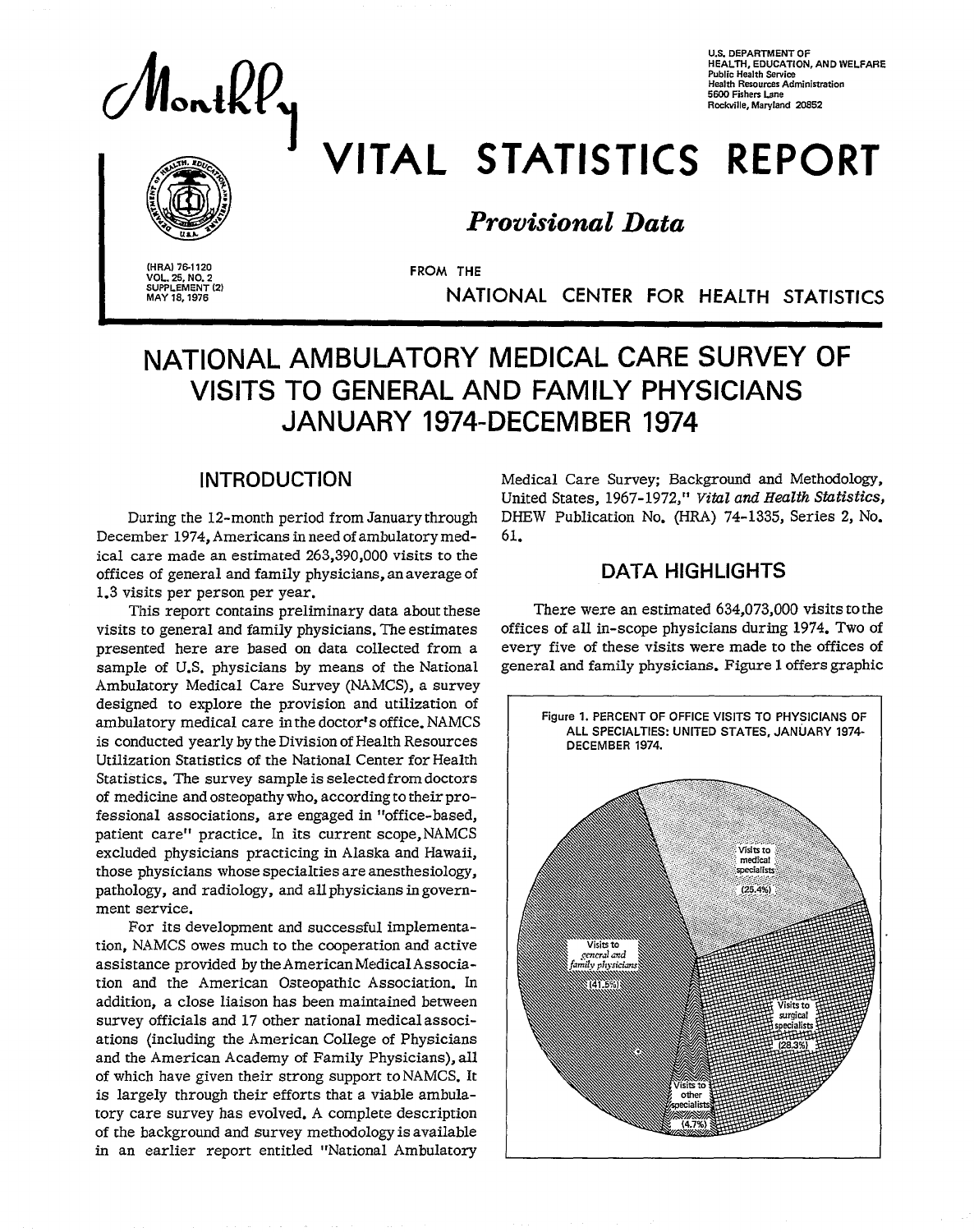U.S. DEPARTMENT OF HEALTH, EDUCATION, AND WELFARE
Public Health Service
Health Resources Administration
5600 Fishers Lane
Rockville, Maryland 20852

# Monthly VITAL STATISTICS REPORT

## *Provisional Data*

FROM THE NATIONAL CENTER FOR HEALTH STATISTICS

(HRA) 76-1120
VOL. 25, NO. 2
SUPPLEMENT (2)
MAY 18, 1976

# NATIONAL AMBULATORY MEDICAL CARE SURVEY OF VISITS TO GENERAL AND FAMILY PHYSICIANS JANUARY 1974-DECEMBER 1974

## INTRODUCTION

During the 12-month period from January through December 1974, Americans in need of ambulatory medical care made an estimated 263,390,000 visits to the offices of general and family physicians, an average of 1.3 visits per person per year.

This report contains preliminary data about these visits to general and family physicians. The estimates presented here are based on data collected from a sample of U.S. physicians by means of the National Ambulatory Medical Care Survey (NAMCS), a survey designed to explore the provision and utilization of ambulatory medical care in the doctor's office. NAMCS is conducted yearly by the Division of Health Resources Utilization Statistics of the National Center for Health Statistics. The survey sample is selected from doctors of medicine and osteopathy who, according to their professional associations, are engaged in "office-based, patient care" practice. In its current scope, NAMCS excluded physicians practicing in Alaska and Hawaii, those physicians whose specialties are anesthesiology, pathology, and radiology, and all physicians in government service.

For its development and successful implementation, NAMCS owes much to the cooperation and active assistance provided by the American Medical Association and the American Osteopathic Association. In addition, a close liaison has been maintained between survey officials and 17 other national medical associations (including the American College of Physicians and the American Academy of Family Physicians), all of which have given their strong support to NAMCS. It is largely through their efforts that a viable ambulatory care survey has evolved. A complete description of the background and survey methodology is available in an earlier report entitled "National Ambulatory Medical Care Survey; Background and Methodology, United States, 1967-1972," *Vital and Health Statistics*, DHEW Publication No. (HRA) 74-1335, Series 2, No. 61.

## DATA HIGHLIGHTS

There were an estimated 634,073,000 visits to the offices of all in-scope physicians during 1974. Two of every five of these visits were made to the offices of general and family physicians. Figure 1 offers graphic

Figure 1. PERCENT OF OFFICE VISITS TO PHYSICIANS OF ALL SPECIALTIES: UNITED STATES, JANUARY 1974-DECEMBER 1974.

Visits to general and family physicians (41.5%)
Visits to medical specialists (25.4%)
Visits to surgical specialists (28.3%)
Visits to other specialists (4.7%)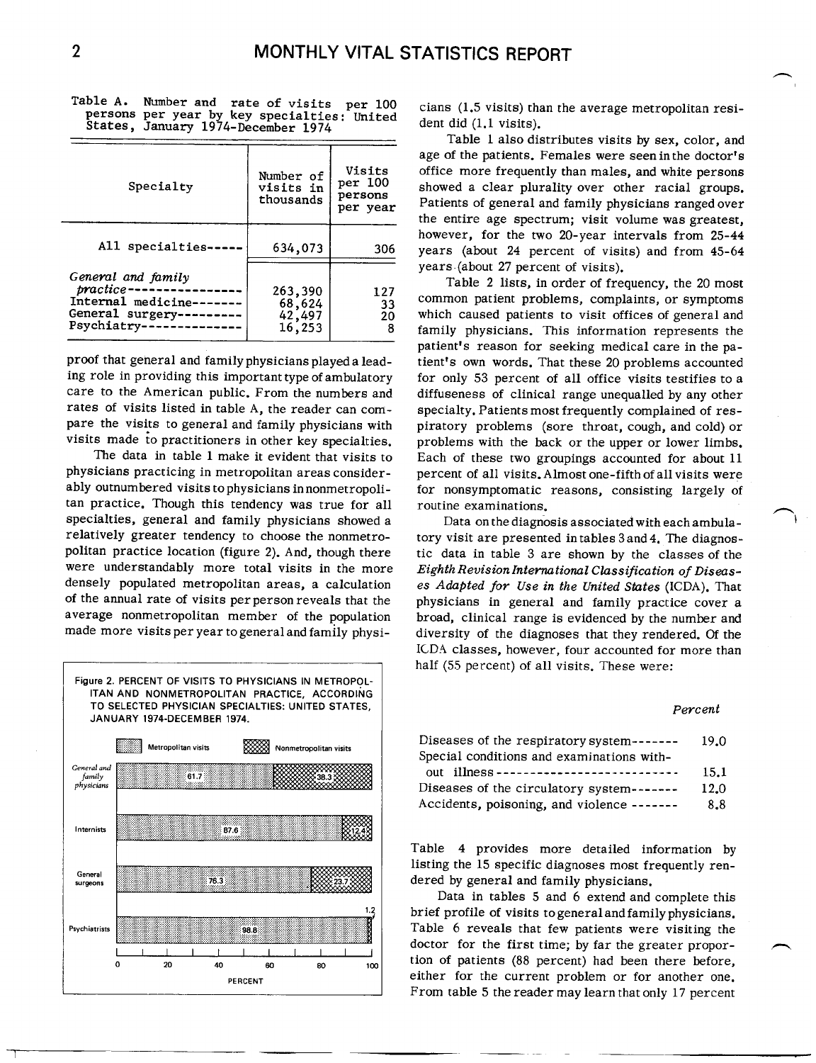Table A. Number and rate of visits per 100 persons per year by key specialties: United States, January 1974-December 1974

| Specialty | Number of visits in thousands | Visits per 100 persons per year |
|---|---|---|
| All specialties | 634,073 | 306 |
| *General and family practice* | 263,390 | 127 |
| Internal medicine | 68,624 | 33 |
| General surgery | 42,497 | 20 |
| Psychiatry | 16,253 | 8 |

proof that general and family physicians played a leading role in providing this important type of ambulatory care to the American public. From the numbers and rates of visits listed in table A, the reader can compare the visits to general and family physicians with visits made to practitioners in other key specialties.

The data in table 1 make it evident that visits to physicians practicing in metropolitan areas considerably outnumbered visits to physicians in nonmetropolitan practice. Though this tendency was true for all specialties, general and family physicians showed a relatively greater tendency to choose the nonmetropolitan practice location (figure 2). And, though there were understandably more total visits in the more densely populated metropolitan areas, a calculation of the annual rate of visits per person reveals that the average nonmetropolitan member of the population made more visits per year to general and family physicians (1.5 visits) than the average metropolitan resident did (1.1 visits).

Figure 2. PERCENT OF VISITS TO PHYSICIANS IN METROPOLITAN AND NONMETROPOLITAN PRACTICE, ACCORDING TO SELECTED PHYSICIAN SPECIALTIES: UNITED STATES, JANUARY 1974-DECEMBER 1974.

| Specialty | Metropolitan visits | Nonmetropolitan visits |
|---|---|---|
| General and family physicians | 61.7 | 38.3 |
| Internists | 87.6 | 12.4 |
| General surgeons | 76.3 | 23.7 |
| Psychiatrists | 98.8 | 1.2 |

Table 1 also distributes visits by sex, color, and age of the patients. Females were seen in the doctor's office more frequently than males, and white persons showed a clear plurality over other racial groups. Patients of general and family physicians ranged over the entire age spectrum; visit volume was greatest, however, for the two 20-year intervals from 25-44 years (about 24 percent of visits) and from 45-64 years (about 27 percent of visits).

Table 2 lists, in order of frequency, the 20 most common patient problems, complaints, or symptoms which caused patients to visit offices of general and family physicians. This information represents the patient's reason for seeking medical care in the patient's own words. That these 20 problems accounted for only 53 percent of all office visits testifies to a diffuseness of clinical range unequalled by any other specialty. Patients most frequently complained of respiratory problems (sore throat, cough, and cold) or problems with the back or the upper or lower limbs. Each of these two groupings accounted for about 11 percent of all visits. Almost one-fifth of all visits were for nonsymptomatic reasons, consisting largely of routine examinations.

Data on the diagnosis associated with each ambulatory visit are presented in tables 3 and 4. The diagnostic data in table 3 are shown by the classes of the *Eighth Revision International Classification of Diseases Adapted for Use in the United States* (ICDA). That physicians in general and family practice cover a broad, clinical range is evidenced by the number and diversity of the diagnoses that they rendered. Of the ICDA classes, however, four accounted for more than half (55 percent) of all visits. These were:

| | *Percent* |
|---|---|
| Diseases of the respiratory system | 19.0 |
| Special conditions and examinations without illness | 15.1 |
| Diseases of the circulatory system | 12.0 |
| Accidents, poisoning, and violence | 8.8 |

Table 4 provides more detailed information by listing the 15 specific diagnoses most frequently rendered by general and family physicians.

Data in tables 5 and 6 extend and complete this brief profile of visits to general and family physicians. Table 6 reveals that few patients were visiting the doctor for the first time; by far the greater proportion of patients (88 percent) had been there before, either for the current problem or for another one. From table 5 the reader may learn that only 17 percent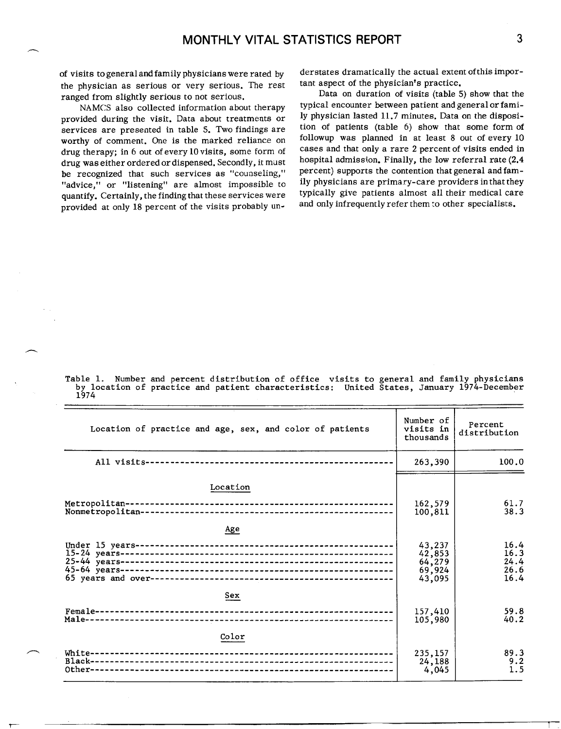of visits to general and family physicians were rated by the physician as serious or very serious. The rest ranged from slightly serious to not serious.

NAMCS also collected information about therapy provided during the visit. Data about treatments or services are presented in table 5. Two findings are worthy of comment. One is the marked reliance on drug therapy; in 6 out of every 10 visits, some form of drug was either ordered or dispensed. Secondly, it must be recognized that such services as "counseling," "advice," or "listening" are almost impossible to quantify. Certainly, the finding that these services were provided at only 18 percent of the visits probably understates dramatically the actual extent of this important aspect of the physician's practice.

Data on duration of visits (table 5) show that the typical encounter between patient and general or family physician lasted 11.7 minutes. Data on the disposition of patients (table 6) show that some form of followup was planned in at least 8 out of every 10 cases and that only a rare 2 percent of visits ended in hospital admission. Finally, the low referral rate (2.4 percent) supports the contention that general and family physicians are primary-care providers in that they typically give patients almost all their medical care and only infrequently refer them to other specialists.

Table 1. Number and percent distribution of office visits to general and family physicians by location of practice and patient characteristics: United States, January 1974-December 1974

| Location of practice and age, sex, and color of patients | Number of visits in thousands | Percent distribution |
|---|---|---|
| All visits | 263,390 | 100.0 |
| **Location** | | |
| Metropolitan | 162,579 | 61.7 |
| Nonmetropolitan | 100,811 | 38.3 |
| **Age** | | |
| Under 15 years | 43,237 | 16.4 |
| 15-24 years | 42,853 | 16.3 |
| 25-44 years | 64,279 | 24.4 |
| 45-64 years | 69,924 | 26.6 |
| 65 years and over | 43,095 | 16.4 |
| **Sex** | | |
| Female | 157,410 | 59.8 |
| Male | 105,980 | 40.2 |
| **Color** | | |
| White | 235,157 | 89.3 |
| Black | 24,188 | 9.2 |
| Other | 4,045 | 1.5 |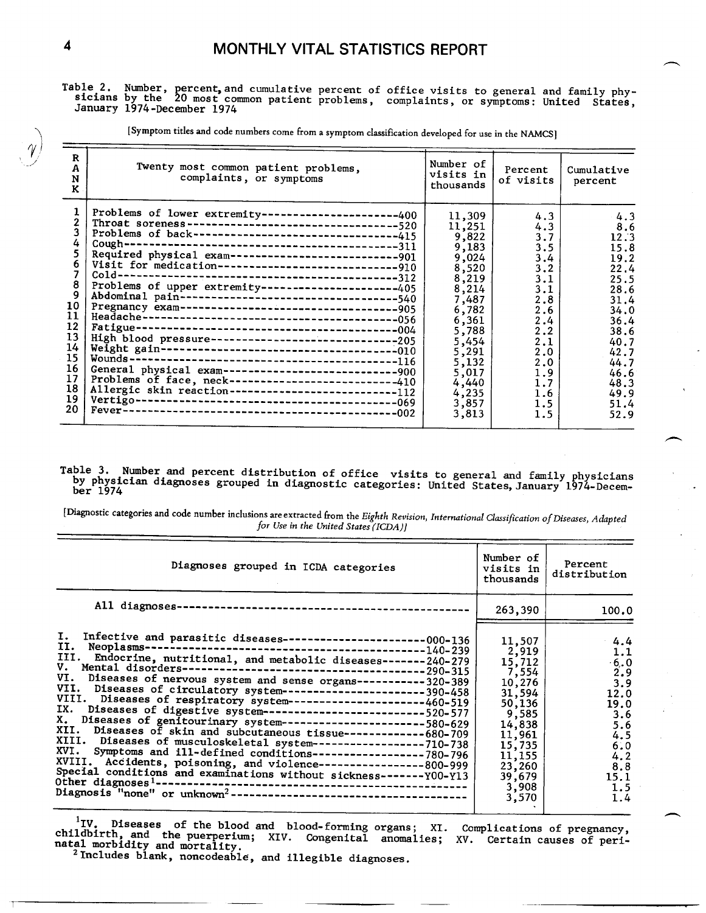Table 2. Number, percent, and cumulative percent of office visits to general and family physicians by the 20 most common patient problems, complaints, or symptoms: United States, January 1974-December 1974

[Symptom titles and code numbers come from a symptom classification developed for use in the NAMCS]

| RANK | Twenty most common patient problems, complaints, or symptoms | Number of visits in thousands | Percent of visits | Cumulative percent |
|---|---|---|---|---|
| 1 | Problems of lower extremity------400 | 11,309 | 4.3 | 4.3 |
| 2 | Throat soreness------520 | 11,251 | 4.3 | 8.6 |
| 3 | Problems of back------415 | 9,822 | 3.7 | 12.3 |
| 4 | Cough------311 | 9,183 | 3.5 | 15.8 |
| 5 | Required physical exam------901 | 9,024 | 3.4 | 19.2 |
| 6 | Visit for medication------910 | 8,520 | 3.2 | 22.4 |
| 7 | Cold------312 | 8,219 | 3.1 | 25.5 |
| 8 | Problems of upper extremity------405 | 8,214 | 3.1 | 28.6 |
| 9 | Abdominal pain------540 | 7,487 | 2.8 | 31.4 |
| 10 | Pregnancy exam------905 | 6,782 | 2.6 | 34.0 |
| 11 | Headache------056 | 6,361 | 2.4 | 36.4 |
| 12 | Fatigue------004 | 5,788 | 2.2 | 38.6 |
| 13 | High blood pressure------205 | 5,454 | 2.1 | 40.7 |
| 14 | Weight gain------010 | 5,291 | 2.0 | 42.7 |
| 15 | Wounds------116 | 5,132 | 2.0 | 44.7 |
| 16 | General physical exam------900 | 5,017 | 1.9 | 46.6 |
| 17 | Problems of face, neck------410 | 4,440 | 1.7 | 48.3 |
| 18 | Allergic skin reaction------112 | 4,235 | 1.6 | 49.9 |
| 19 | Vertigo------069 | 3,857 | 1.5 | 51.4 |
| 20 | Fever------002 | 3,813 | 1.5 | 52.9 |

Table 3. Number and percent distribution of office visits to general and family physicians by physician diagnoses grouped in diagnostic categories: United States, January 1974-December 1974

[Diagnostic categories and code number inclusions are extracted from the *Eighth Revision, International Classification of Diseases, Adapted for Use in the United States (ICDA)*]

| Diagnoses grouped in ICDA categories | Number of visits in thousands | Percent distribution |
|---|---|---|
| All diagnoses------ | 263,390 | 100.0 |
| I. Infective and parasitic diseases------000-136 | 11,507 | 4.4 |
| II. Neoplasms------140-239 | 2,919 | 1.1 |
| III. Endocrine, nutritional, and metabolic diseases------240-279 | 15,712 | 6.0 |
| V. Mental disorders------290-315 | 7,554 | 2.9 |
| VI. Diseases of nervous system and sense organs------320-389 | 10,276 | 3.9 |
| VII. Diseases of circulatory system------390-458 | 31,594 | 12.0 |
| VIII. Diseases of respiratory system------460-519 | 50,136 | 19.0 |
| IX. Diseases of digestive system------520-577 | 9,585 | 3.6 |
| X. Diseases of genitourinary system------580-629 | 14,838 | 5.6 |
| XII. Diseases of skin and subcutaneous tissue------680-709 | 11,961 | 4.5 |
| XIII. Diseases of musculoskeletal system------710-738 | 15,735 | 6.0 |
| XVI. Symptoms and ill-defined conditions------780-796 | 11,155 | 4.2 |
| XVIII. Accidents, poisoning, and violence------800-999 | 23,260 | 8.8 |
| Special conditions and examinations without sickness------Y00-Y13 | 39,679 | 15.1 |
| Other diagnoses[1]------ | 3,908 | 1.5 |
| Diagnosis "none" or unknown[2]------ | 3,570 | 1.4 |

[1] IV. Diseases of the blood and blood-forming organs; XI. Complications of pregnancy, childbirth, and the puerperium; XIV. Congenital anomalies; XV. Certain causes of perinatal morbidity and mortality.

[2] Includes blank, noncodeable, and illegible diagnoses.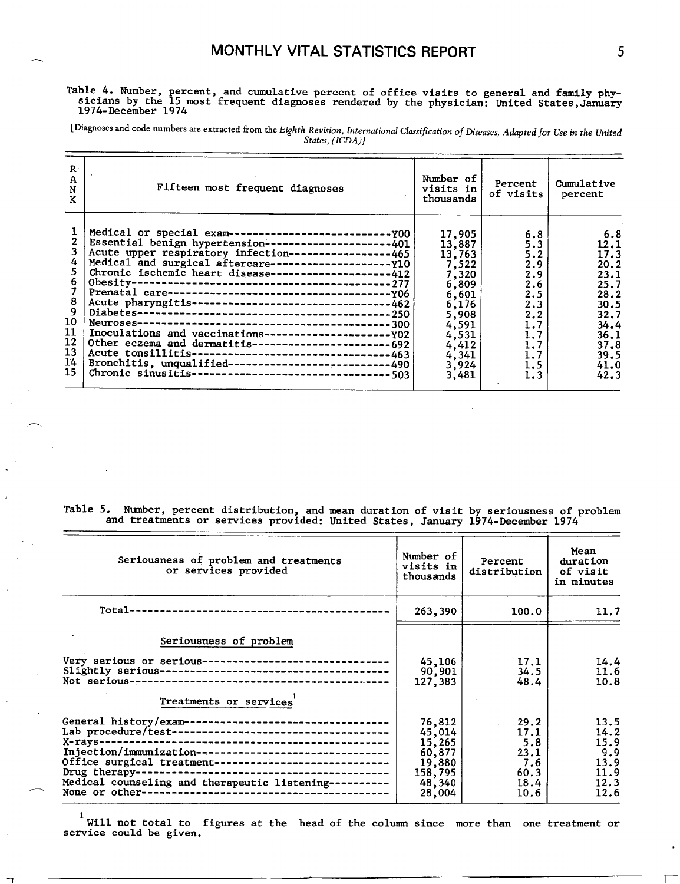Table 4. Number, percent, and cumulative percent of office visits to general and family physicians by the 15 most frequent diagnoses rendered by the physician: United States, January 1974-December 1974

[Diagnoses and code numbers are extracted from the *Eighth Revision, International Classification of Diseases, Adapted for Use in the United States, (ICDA)*]

| RANK | Fifteen most frequent diagnoses | Number of visits in thousands | Percent of visits | Cumulative percent |
|---|---|---|---|---|
| 1 | Medical or special exam---Y00 | 17,905 | 6.8 | 6.8 |
| 2 | Essential benign hypertension---401 | 13,887 | 5.3 | 12.1 |
| 3 | Acute upper respiratory infection---465 | 13,763 | 5.2 | 17.3 |
| 4 | Medical and surgical aftercare---Y10 | 7,522 | 2.9 | 20.2 |
| 5 | Chronic ischemic heart disease---412 | 7,320 | 2.9 | 23.1 |
| 6 | Obesity---277 | 6,809 | 2.6 | 25.7 |
| 7 | Prenatal care---Y06 | 6,601 | 2.5 | 28.2 |
| 8 | Acute pharyngitis---462 | 6,176 | 2.3 | 30.5 |
| 9 | Diabetes---250 | 5,908 | 2.2 | 32.7 |
| 10 | Neuroses---300 | 4,591 | 1.7 | 34.4 |
| 11 | Inoculations and vaccinations---Y02 | 4,531 | 1.7 | 36.1 |
| 12 | Other eczema and dermatitis---692 | 4,412 | 1.7 | 37.8 |
| 13 | Acute tonsillitis---463 | 4,341 | 1.7 | 39.5 |
| 14 | Bronchitis, unqualified---490 | 3,924 | 1.5 | 41.0 |
| 15 | Chronic sinusitis---503 | 3,481 | 1.3 | 42.3 |

Table 5. Number, percent distribution, and mean duration of visit by seriousness of problem and treatments or services provided: United States, January 1974-December 1974

| Seriousness of problem and treatments or services provided | Number of visits in thousands | Percent distribution | Mean duration of visit in minutes |
|---|---|---|---|
| Total--- | 263,390 | 100.0 | 11.7 |
| **Seriousness of problem** | | | |
| Very serious or serious--- | 45,106 | 17.1 | 14.4 |
| Slightly serious--- | 90,901 | 34.5 | 11.6 |
| Not serious--- | 127,383 | 48.4 | 10.8 |
| **Treatments or services**[1] | | | |
| General history/exam--- | 76,812 | 29.2 | 13.5 |
| Lab procedure/test--- | 45,014 | 17.1 | 14.2 |
| X-rays--- | 15,265 | 5.8 | 15.9 |
| Injection/immunization--- | 60,877 | 23.1 | 9.9 |
| Office surgical treatment--- | 19,880 | 7.6 | 13.9 |
| Drug therapy--- | 158,795 | 60.3 | 11.9 |
| Medical counseling and therapeutic listening--- | 48,340 | 18.4 | 12.3 |
| None or other--- | 28,004 | 10.6 | 12.6 |

[1] Will not total to figures at the head of the column since more than one treatment or service could be given.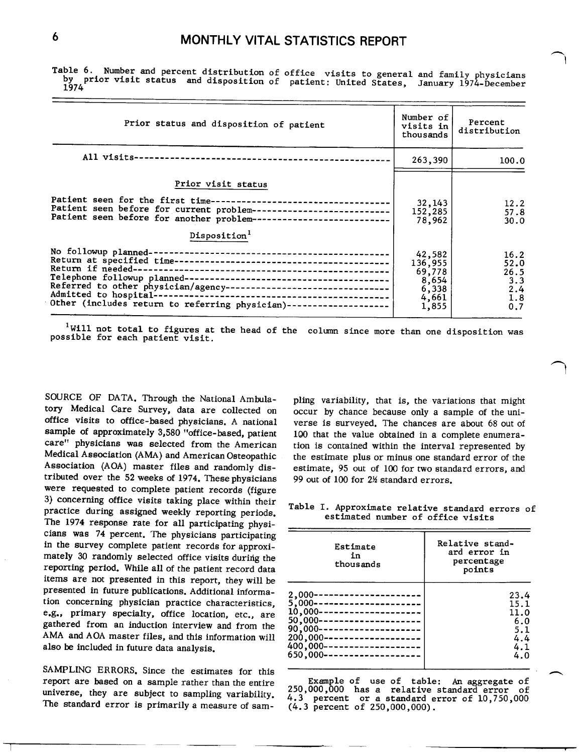Table 6. Number and percent distribution of office visits to general and family physicians by prior visit status and disposition of patient: United States, January 1974-December 1974

| Prior status and disposition of patient | Number of visits in thousands | Percent distribution |
|---|---|---|
| All visits | 263,390 | 100.0 |
| **Prior visit status** | | |
| Patient seen for the first time | 32,143 | 12.2 |
| Patient seen before for current problem | 152,285 | 57.8 |
| Patient seen before for another problem | 78,962 | 30.0 |
| **Disposition[1]** | | |
| No followup planned | 42,582 | 16.2 |
| Return at specified time | 136,955 | 52.0 |
| Return if needed | 69,778 | 26.5 |
| Telephone followup planned | 8,654 | 3.3 |
| Referred to other physician/agency | 6,338 | 2.4 |
| Admitted to hospital | 4,661 | 1.8 |
| Other (includes return to referring physician) | 1,855 | 0.7 |

[1]Will not total to figures at the head of the column since more than one disposition was possible for each patient visit.

SOURCE OF DATA. Through the National Ambulatory Medical Care Survey, data are collected on office visits to office-based physicians. A national sample of approximately 3,580 "office-based, patient care" physicians was selected from the American Medical Association (AMA) and American Osteopathic Association (AOA) master files and randomly distributed over the 52 weeks of 1974. These physicians were requested to complete patient records (figure 3) concerning office visits taking place within their practice during assigned weekly reporting periods. The 1974 response rate for all participating physicians was 74 percent. The physicians participating in the survey complete patient records for approximately 30 randomly selected office visits during the reporting period. While all of the patient record data items are not presented in this report, they will be presented in future publications. Additional information concerning physician practice characteristics, e.g., primary specialty, office location, etc., are gathered from an induction interview and from the AMA and AOA master files, and this information will also be included in future data analysis.

SAMPLING ERRORS. Since the estimates for this report are based on a sample rather than the entire universe, they are subject to sampling variability. The standard error is primarily a measure of sampling variability, that is, the variations that might occur by chance because only a sample of the universe is surveyed. The chances are about 68 out of 100 that the value obtained in a complete enumeration is contained within the interval represented by the estimate plus or minus one standard error of the estimate, 95 out of 100 for two standard errors, and 99 out of 100 for 2½ standard errors.

Table I. Approximate relative standard errors of estimated number of office visits

| Estimate in thousands | Relative standard error in percentage points |
|---|---|
| 2,000 | 23.4 |
| 5,000 | 15.1 |
| 10,000 | 11.0 |
| 50,000 | 6.0 |
| 90,000 | 5.1 |
| 200,000 | 4.4 |
| 400,000 | 4.1 |
| 650,000 | 4.0 |

Example of use of table: An aggregate of 250,000,000 has a relative standard error of 4.3 percent or a standard error of 10,750,000 (4.3 percent of 250,000,000).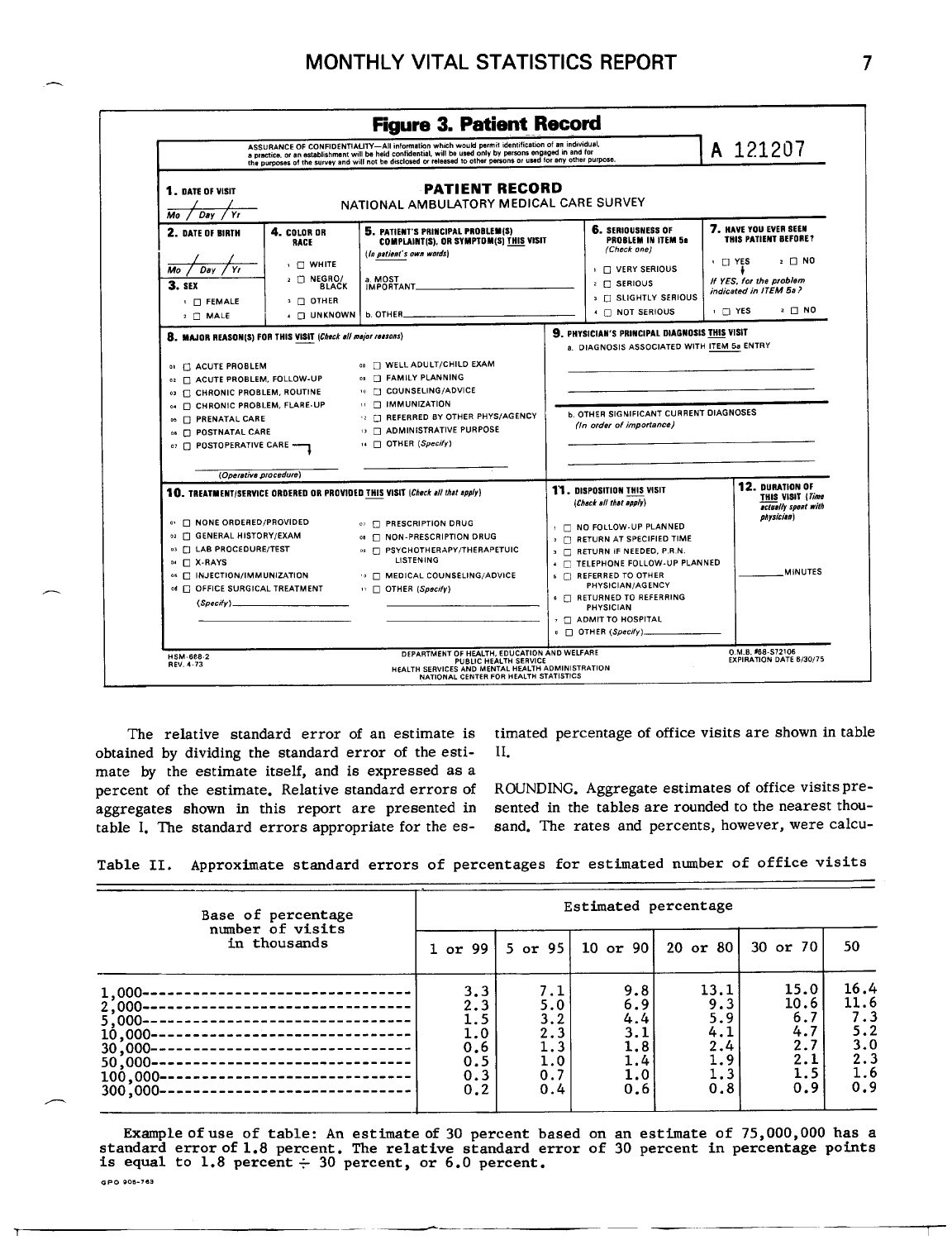## Figure 3. Patient Record

ASSURANCE OF CONFIDENTIALITY—All information which would permit identification of an individual, a practice, or an establishment will be held confidential, will be used only by persons engaged in and for the purposes of the survey and will not be disclosed or released to other persons or used for any other purpose.

A 121207

**PATIENT RECORD**
NATIONAL AMBULATORY MEDICAL CARE SURVEY

**1. DATE OF VISIT** Mo / Day / Yr

**2. DATE OF BIRTH** Mo / Day / Yr

**3. SEX**
1 ☐ FEMALE
2 ☐ MALE

**4. COLOR OR RACE**
1 ☐ WHITE
2 ☐ NEGRO/BLACK
3 ☐ OTHER
4 ☐ UNKNOWN

**5. PATIENT'S PRINCIPAL PROBLEM(S) COMPLAINT(S), OR SYMPTOM(S) THIS VISIT** *(In patient's own words)*
a. MOST IMPORTANT ______
b. OTHER ______

**6. SERIOUSNESS OF PROBLEM IN ITEM 5a** *(Check one)*
1 ☐ VERY SERIOUS
2 ☐ SERIOUS
3 ☐ SLIGHTLY SERIOUS
4 ☐ NOT SERIOUS

**7. HAVE YOU EVER SEEN THIS PATIENT BEFORE?**
1 ☐ YES 2 ☐ NO
*If YES, for the problem indicated in ITEM 5a?*
1 ☐ YES 2 ☐ NO

**8. MAJOR REASON(S) FOR THIS VISIT** *(Check all major reasons)*
01 ☐ ACUTE PROBLEM
02 ☐ ACUTE PROBLEM, FOLLOW-UP
03 ☐ CHRONIC PROBLEM, ROUTINE
04 ☐ CHRONIC PROBLEM, FLARE-UP
05 ☐ PRENATAL CARE
06 ☐ POSTNATAL CARE
07 ☐ POSTOPERATIVE CARE
______ *(Operative procedure)*
08 ☐ WELL ADULT/CHILD EXAM
09 ☐ FAMILY PLANNING
10 ☐ COUNSELING/ADVICE
11 ☐ IMMUNIZATION
12 ☐ REFERRED BY OTHER PHYS/AGENCY
13 ☐ ADMINISTRATIVE PURPOSE
14 ☐ OTHER *(Specify)*

**9. PHYSICIAN'S PRINCIPAL DIAGNOSIS THIS VISIT**
a. DIAGNOSIS ASSOCIATED WITH ITEM 5a ENTRY
b. OTHER SIGNIFICANT CURRENT DIAGNOSES *(In order of importance)*

**10. TREATMENT/SERVICE ORDERED OR PROVIDED THIS VISIT** *(Check all that apply)*
01 ☐ NONE ORDERED/PROVIDED
02 ☐ GENERAL HISTORY/EXAM
03 ☐ LAB PROCEDURE/TEST
04 ☐ X-RAYS
05 ☐ INJECTION/IMMUNIZATION
06 ☐ OFFICE SURGICAL TREATMENT *(Specify)* ______
07 ☐ PRESCRIPTION DRUG
08 ☐ NON-PRESCRIPTION DRUG
09 ☐ PSYCHOTHERAPY/THERAPEUTIC LISTENING
10 ☐ MEDICAL COUNSELING/ADVICE
11 ☐ OTHER *(Specify)*

**11. DISPOSITION THIS VISIT** *(Check all that apply)*
1 ☐ NO FOLLOW-UP PLANNED
2 ☐ RETURN AT SPECIFIED TIME
3 ☐ RETURN IF NEEDED, P.R.N.
4 ☐ TELEPHONE FOLLOW-UP PLANNED
5 ☐ REFERRED TO OTHER PHYSICIAN/AGENCY
6 ☐ RETURNED TO REFERRING PHYSICIAN
7 ☐ ADMIT TO HOSPITAL
8 ☐ OTHER *(Specify)* ______

**12. DURATION OF THIS VISIT** *(Time actually spent with physician)*
______ MINUTES

HSM-668-2
REV. 4-73

DEPARTMENT OF HEALTH, EDUCATION AND WELFARE
PUBLIC HEALTH SERVICE
HEALTH SERVICES AND MENTAL HEALTH ADMINISTRATION
NATIONAL CENTER FOR HEALTH STATISTICS

O.M.B. #68-S72106
EXPIRATION DATE 6/30/75

The relative standard error of an estimate is obtained by dividing the standard error of the estimate by the estimate itself, and is expressed as a percent of the estimate. Relative standard errors of aggregates shown in this report are presented in table I. The standard errors appropriate for the estimated percentage of office visits are shown in table II.

ROUNDING. Aggregate estimates of office visits presented in the tables are rounded to the nearest thousand. The rates and percents, however, were calcu-

Table II. Approximate standard errors of percentages for estimated number of office visits

| Base of percentage number of visits in thousands | Estimated percentage | | | | | |
|---|---|---|---|---|---|---|
| | 1 or 99 | 5 or 95 | 10 or 90 | 20 or 80 | 30 or 70 | 50 |
| 1,000 | 3.3 | 7.1 | 9.8 | 13.1 | 15.0 | 16.4 |
| 2,000 | 2.3 | 5.0 | 6.9 | 9.3 | 10.6 | 11.6 |
| 5,000 | 1.5 | 3.2 | 4.4 | 5.9 | 6.7 | 7.3 |
| 10,000 | 1.0 | 2.3 | 3.1 | 4.1 | 4.7 | 5.2 |
| 30,000 | 0.6 | 1.3 | 1.8 | 2.4 | 2.7 | 3.0 |
| 50,000 | 0.5 | 1.0 | 1.4 | 1.9 | 2.1 | 2.3 |
| 100,000 | 0.3 | 0.7 | 1.0 | 1.3 | 1.5 | 1.6 |
| 300,000 | 0.2 | 0.4 | 0.6 | 0.8 | 0.9 | 0.9 |

Example of use of table: An estimate of 30 percent based on an estimate of 75,000,000 has a standard error of 1.8 percent. The relative standard error of 30 percent in percentage points is equal to 1.8 percent ÷ 30 percent, or 6.0 percent.

GPO 905-763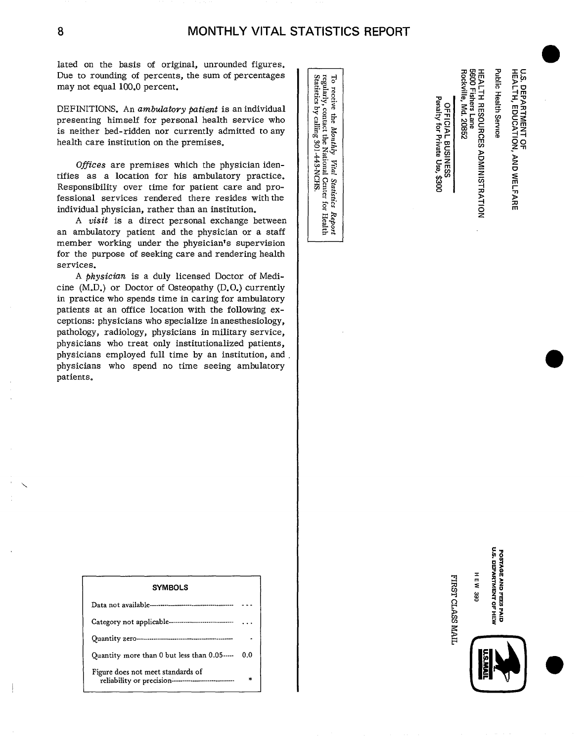lated on the basis of original, unrounded figures. Due to rounding of percents, the sum of percentages may not equal 100.0 percent.

DEFINITIONS. An *ambulatory patient* is an individual presenting himself for personal health service who is neither bed-ridden nor currently admitted to any health care institution on the premises.

*Offices* are premises which the physician identifies as a location for his ambulatory practice. Responsibility over time for patient care and professional services rendered there resides with the individual physician, rather than an institution.

A *visit* is a direct personal exchange between an ambulatory patient and the physician or a staff member working under the physician's supervision for the purpose of seeking care and rendering health services.

A *physician* is a duly licensed Doctor of Medicine (M.D.) or Doctor of Osteopathy (D.O.) currently in practice who spends time in caring for ambulatory patients at an office location with the following exceptions: physicians who specialize in anesthesiology, pathology, radiology, physicians in military service, physicians who treat only institutionalized patients, physicians employed full time by an institution, and physicians who spend no time seeing ambulatory patients.

| SYMBOLS | |
|---|---|
| Data not available | --- |
| Category not applicable | . . . |
| Quantity zero | - |
| Quantity more than 0 but less than 0.05 | 0.0 |
| Figure does not meet standards of reliability or precision | * |

To receive the *Monthly Vital Statistics Report* regularly, contact the National Center for Health Statistics by calling 301-443-NCHS.

U.S. DEPARTMENT OF
HEALTH, EDUCATION, AND WELFARE
Public Health Service
HEALTH RESOURCES ADMINISTRATION
5600 Fishers Lane
Rockville, Md. 20852

OFFICIAL BUSINESS
Penalty for Private Use, $300

POSTAGE AND FEES PAID
U.S. DEPARTMENT OF HEW
HEW 390

FIRST CLASS MAIL